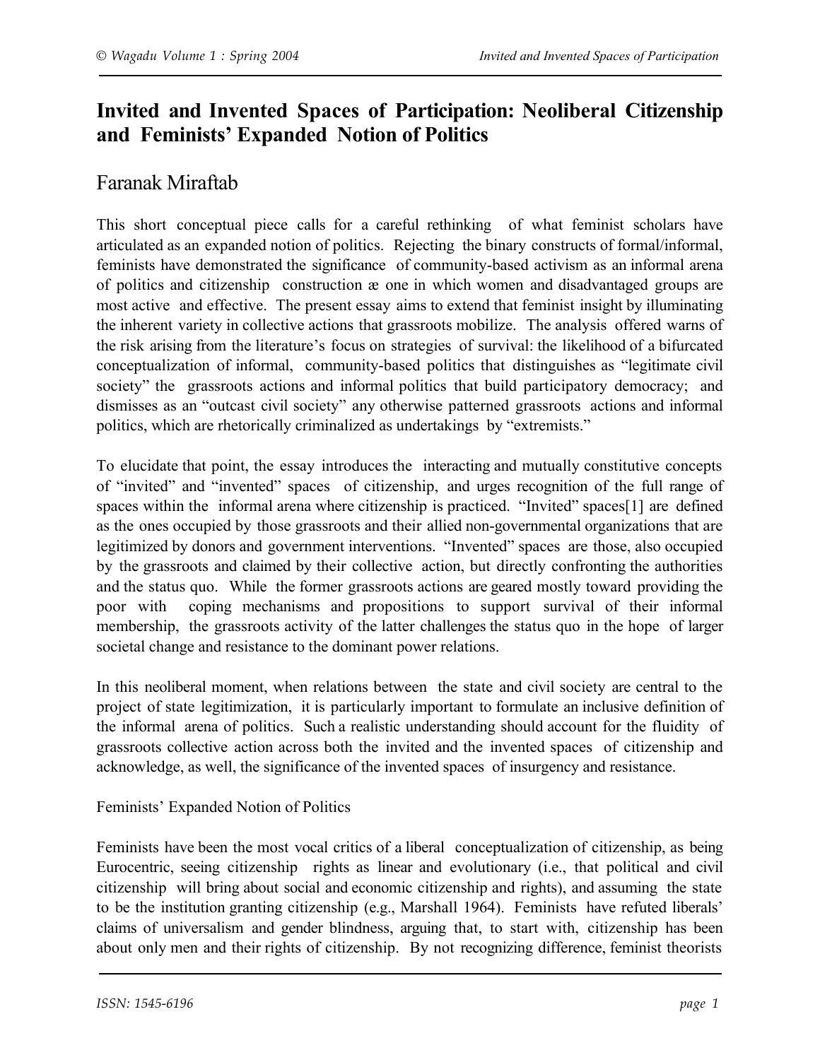# Invited and Invented Spaces of Participation: Neoliberal Citizenship and Feminists' Expanded Notion of Politics

Faranak Miraftab

This short conceptual piece calls for a careful rethinking of what feminist scholars have articulated as an expanded notion of politics. Rejecting the binary constructs of formal/informal, feminists have demonstrated the significance of community-based activism as an informal arena of politics and citizenship construction æ one in which women and disadvantaged groups are most active and effective. The present essay aims to extend that feminist insight by illuminating the inherent variety in collective actions that grassroots mobilize. The analysis offered warns of the risk arising from the literature's focus on strategies of survival: the likelihood of a bifurcated conceptualization of informal, community-based politics that distinguishes as "legitimate civil society" the grassroots actions and informal politics that build participatory democracy; and dismisses as an "outcast civil society" any otherwise patterned grassroots actions and informal politics, which are rhetorically criminalized as undertakings by "extremists."

To elucidate that point, the essay introduces the interacting and mutually constitutive concepts of "invited" and "invented" spaces of citizenship, and urges recognition of the full range of spaces within the informal arena where citizenship is practiced. "Invited" spaces[1] are defined as the ones occupied by those grassroots and their allied non-governmental organizations that are legitimized by donors and government interventions. "Invented" spaces are those, also occupied by the grassroots and claimed by their collective action, but directly confronting the authorities and the status quo. While the former grassroots actions are geared mostly toward providing the poor with coping mechanisms and propositions to support survival of their informal membership, the grassroots activity of the latter challenges the status quo in the hope of larger societal change and resistance to the dominant power relations.

In this neoliberal moment, when relations between the state and civil society are central to the project of state legitimization, it is particularly important to formulate an inclusive definition of the informal arena of politics. Such a realistic understanding should account for the fluidity of grassroots collective action across both the invited and the invented spaces of citizenship and acknowledge, as well, the significance of the invented spaces of insurgency and resistance.

## Feminists' Expanded Notion of Politics

Feminists have been the most vocal critics of a liberal conceptualization of citizenship, as being Eurocentric, seeing citizenship rights as linear and evolutionary (i.e., that political and civil citizenship will bring about social and economic citizenship and rights), and assuming the state to be the institution granting citizenship (e.g., Marshall 1964). Feminists have refuted liberals' claims of universalism and gender blindness, arguing that, to start with, citizenship has been about only men and their rights of citizenship. By not recognizing difference, feminist theorists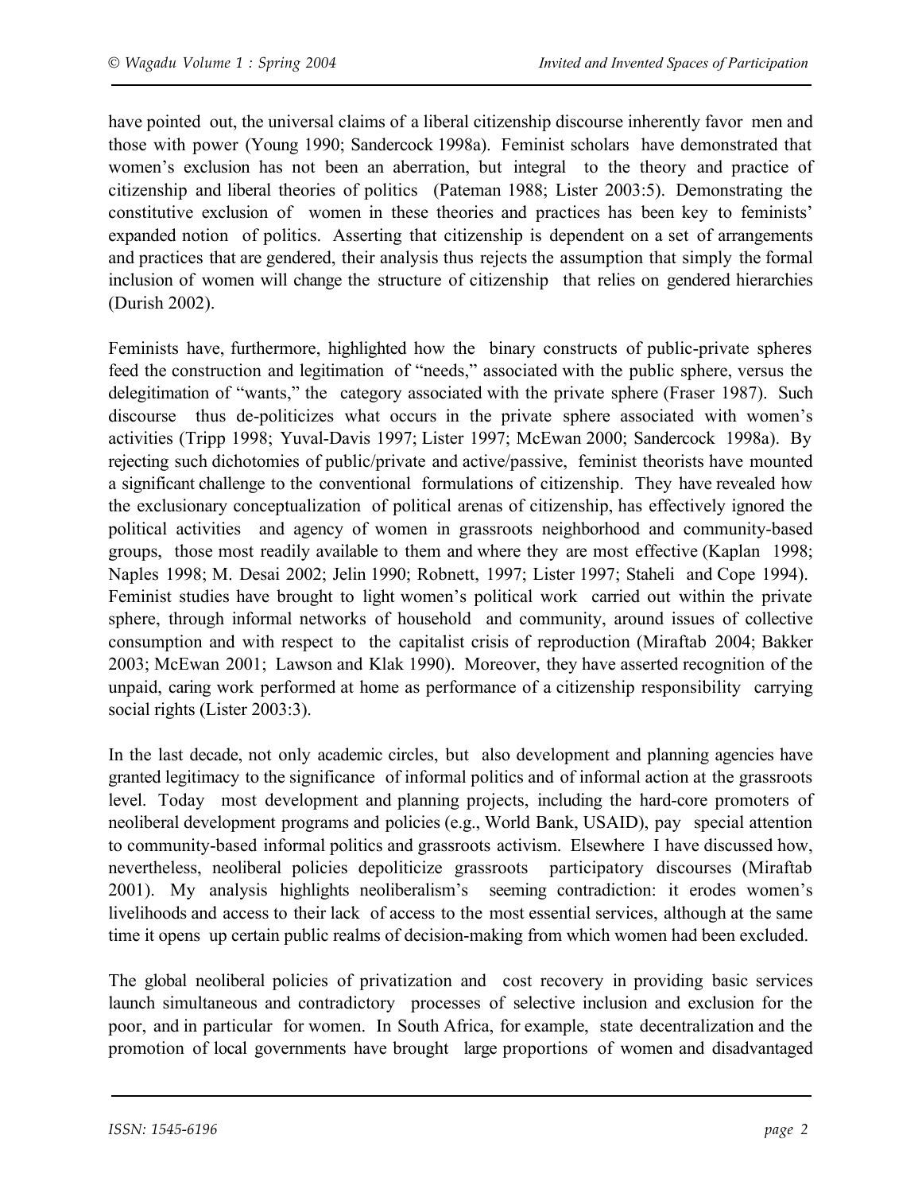have pointed out, the universal claims of a liberal citizenship discourse inherently favor men and those with power (Young 1990; Sandercock 1998a). Feminist scholars have demonstrated that women's exclusion has not been an aberration, but integral to the theory and practice of citizenship and liberal theories of politics (Pateman 1988; Lister 2003:5). Demonstrating the constitutive exclusion of women in these theories and practices has been key to feminists' expanded notion of politics. Asserting that citizenship is dependent on a set of arrangements and practices that are gendered, their analysis thus rejects the assumption that simply the formal inclusion of women will change the structure of citizenship that relies on gendered hierarchies (Durish 2002).

Feminists have, furthermore, highlighted how the binary constructs of public-private spheres feed the construction and legitimation of "needs," associated with the public sphere, versus the delegitimation of "wants," the category associated with the private sphere (Fraser 1987). Such discourse thus de-politicizes what occurs in the private sphere associated with women's activities (Tripp 1998; Yuval-Davis 1997; Lister 1997; McEwan 2000; Sandercock 1998a). By rejecting such dichotomies of public/private and active/passive, feminist theorists have mounted a significant challenge to the conventional formulations of citizenship. They have revealed how the exclusionary conceptualization of political arenas of citizenship, has effectively ignored the political activities and agency of women in grassroots neighborhood and community-based groups, those most readily available to them and where they are most effective (Kaplan 1998; Naples 1998; M. Desai 2002; Jelin 1990; Robnett, 1997; Lister 1997; Staheli and Cope 1994). Feminist studies have brought to light women's political work carried out within the private sphere, through informal networks of household and community, around issues of collective consumption and with respect to the capitalist crisis of reproduction (Miraftab 2004; Bakker 2003; McEwan 2001; Lawson and Klak 1990). Moreover, they have asserted recognition of the unpaid, caring work performed at home as performance of a citizenship responsibility carrying social rights (Lister 2003:3).

In the last decade, not only academic circles, but also development and planning agencies have granted legitimacy to the significance of informal politics and of informal action at the grassroots level. Today most development and planning projects, including the hard-core promoters of neoliberal development programs and policies (e.g., World Bank, USAID), pay special attention to community-based informal politics and grassroots activism. Elsewhere I have discussed how, nevertheless, neoliberal policies depoliticize grassroots participatory discourses (Miraftab 2001). My analysis highlights neoliberalism's seeming contradiction: it erodes women's livelihoods and access to their lack of access to the most essential services, although at the same time it opens up certain public realms of decision-making from which women had been excluded.

The global neoliberal policies of privatization and cost recovery in providing basic services launch simultaneous and contradictory processes of selective inclusion and exclusion for the poor, and in particular for women. In South Africa, for example, state decentralization and the promotion of local governments have brought large proportions of women and disadvantaged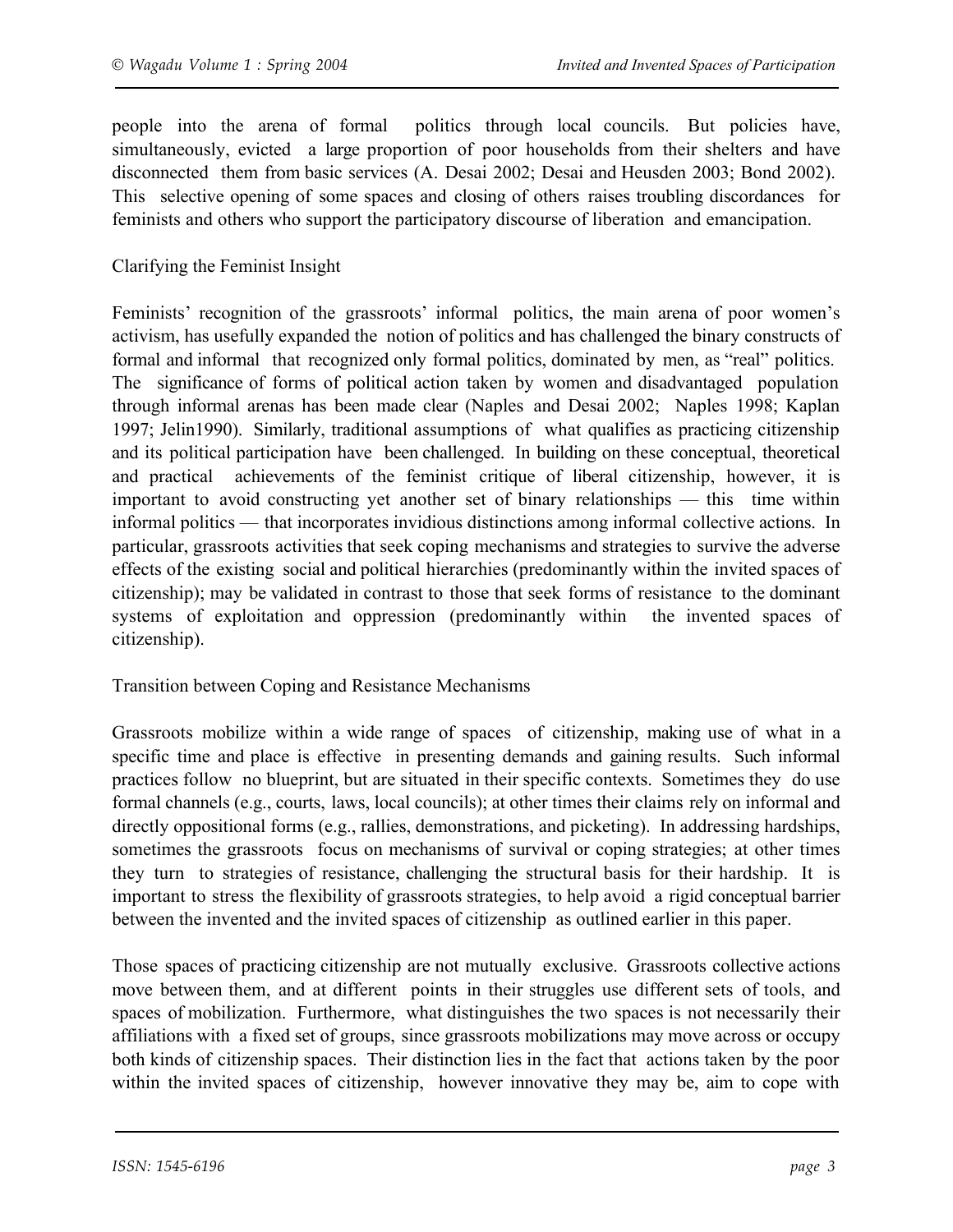people into the arena of formal politics through local councils. But policies have, simultaneously, evicted a large proportion of poor households from their shelters and have disconnected them from basic services (A. Desai 2002; Desai and Heusden 2003; Bond 2002). This selective opening of some spaces and closing of others raises troubling discordances for feminists and others who support the participatory discourse of liberation and emancipation.

## Clarifying the Feminist Insight

Feminists' recognition of the grassroots' informal politics, the main arena of poor women's activism, has usefully expanded the notion of politics and has challenged the binary constructs of formal and informal that recognized only formal politics, dominated by men, as "real" politics. The significance of forms of political action taken by women and disadvantaged population through informal arenas has been made clear (Naples and Desai 2002; Naples 1998; Kaplan 1997; Jelin1990). Similarly, traditional assumptions of what qualifies as practicing citizenship and its political participation have been challenged. In building on these conceptual, theoretical and practical achievements of the feminist critique of liberal citizenship, however, it is important to avoid constructing yet another set of binary relationships — this time within informal politics — that incorporates invidious distinctions among informal collective actions. In particular, grassroots activities that seek coping mechanisms and strategies to survive the adverse effects of the existing social and political hierarchies (predominantly within the invited spaces of citizenship); may be validated in contrast to those that seek forms of resistance to the dominant systems of exploitation and oppression (predominantly within the invented spaces of citizenship).

## Transition between Coping and Resistance Mechanisms

Grassroots mobilize within a wide range of spaces of citizenship, making use of what in a specific time and place is effective in presenting demands and gaining results. Such informal practices follow no blueprint, but are situated in their specific contexts. Sometimes they do use formal channels (e.g., courts, laws, local councils); at other times their claims rely on informal and directly oppositional forms (e.g., rallies, demonstrations, and picketing). In addressing hardships, sometimes the grassroots focus on mechanisms of survival or coping strategies; at other times they turn to strategies of resistance, challenging the structural basis for their hardship. It is important to stress the flexibility of grassroots strategies, to help avoid a rigid conceptual barrier between the invented and the invited spaces of citizenship as outlined earlier in this paper.

Those spaces of practicing citizenship are not mutually exclusive. Grassroots collective actions move between them, and at different points in their struggles use different sets of tools, and spaces of mobilization. Furthermore, what distinguishes the two spaces is not necessarily their affiliations with a fixed set of groups, since grassroots mobilizations may move across or occupy both kinds of citizenship spaces. Their distinction lies in the fact that actions taken by the poor within the invited spaces of citizenship, however innovative they may be, aim to cope with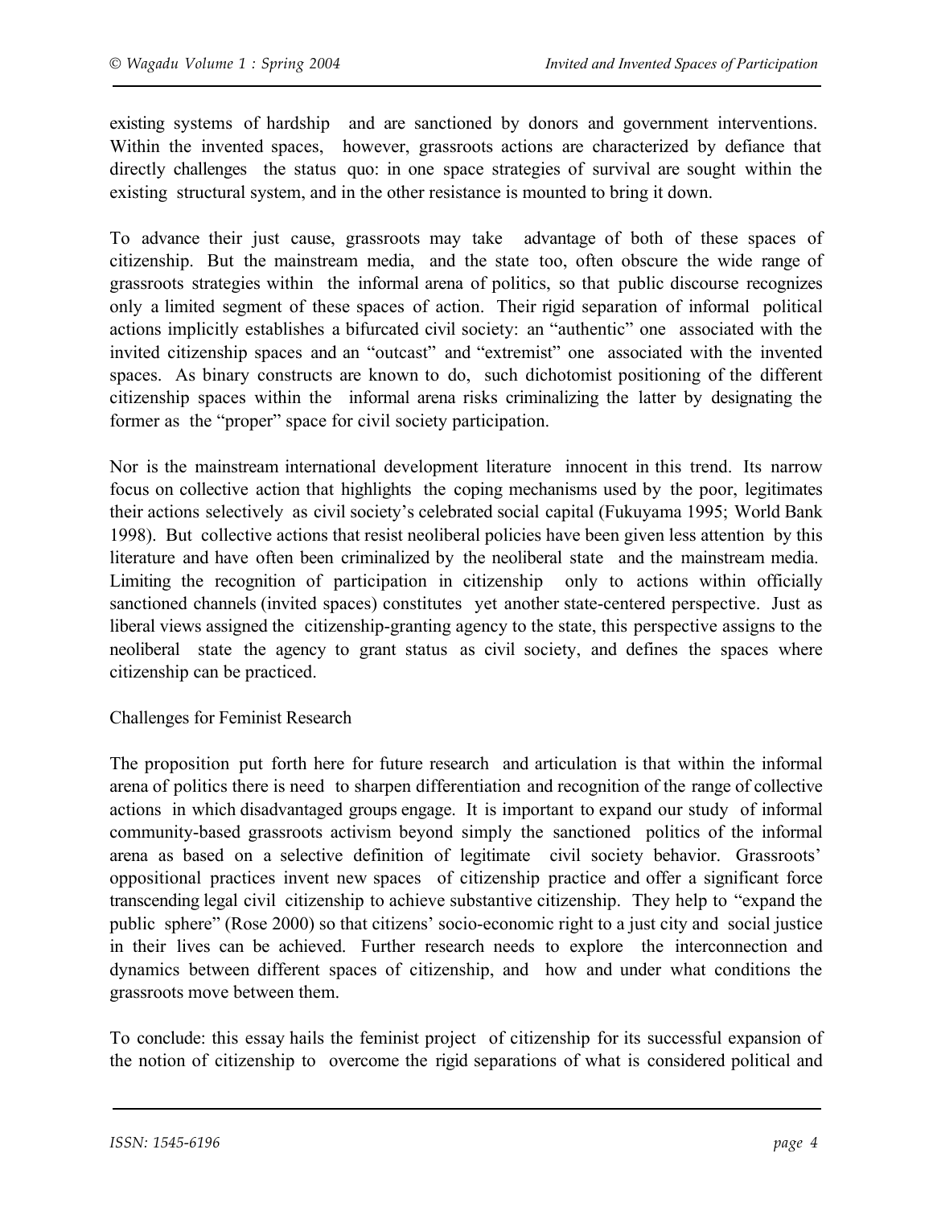existing systems of hardship and are sanctioned by donors and government interventions. Within the invented spaces, however, grassroots actions are characterized by defiance that directly challenges the status quo: in one space strategies of survival are sought within the existing structural system, and in the other resistance is mounted to bring it down.

To advance their just cause, grassroots may take advantage of both of these spaces of citizenship. But the mainstream media, and the state too, often obscure the wide range of grassroots strategies within the informal arena of politics, so that public discourse recognizes only a limited segment of these spaces of action. Their rigid separation of informal political actions implicitly establishes a bifurcated civil society: an "authentic" one associated with the invited citizenship spaces and an "outcast" and "extremist" one associated with the invented spaces. As binary constructs are known to do, such dichotomist positioning of the different citizenship spaces within the informal arena risks criminalizing the latter by designating the former as the "proper" space for civil society participation.

Nor is the mainstream international development literature innocent in this trend. Its narrow focus on collective action that highlights the coping mechanisms used by the poor, legitimates their actions selectively as civil society's celebrated social capital (Fukuyama 1995; World Bank 1998). But collective actions that resist neoliberal policies have been given less attention by this literature and have often been criminalized by the neoliberal state and the mainstream media. Limiting the recognition of participation in citizenship only to actions within officially sanctioned channels (invited spaces) constitutes yet another state-centered perspective. Just as liberal views assigned the citizenship-granting agency to the state, this perspective assigns to the neoliberal state the agency to grant status as civil society, and defines the spaces where citizenship can be practiced.

## Challenges for Feminist Research

The proposition put forth here for future research and articulation is that within the informal arena of politics there is need to sharpen differentiation and recognition of the range of collective actions in which disadvantaged groups engage. It is important to expand our study of informal community-based grassroots activism beyond simply the sanctioned politics of the informal arena as based on a selective definition of legitimate civil society behavior. Grassroots' oppositional practices invent new spaces of citizenship practice and offer a significant force transcending legal civil citizenship to achieve substantive citizenship. They help to "expand the public sphere" (Rose 2000) so that citizens' socio-economic right to a just city and social justice in their lives can be achieved. Further research needs to explore the interconnection and dynamics between different spaces of citizenship, and how and under what conditions the grassroots move between them.

To conclude: this essay hails the feminist project of citizenship for its successful expansion of the notion of citizenship to overcome the rigid separations of what is considered political and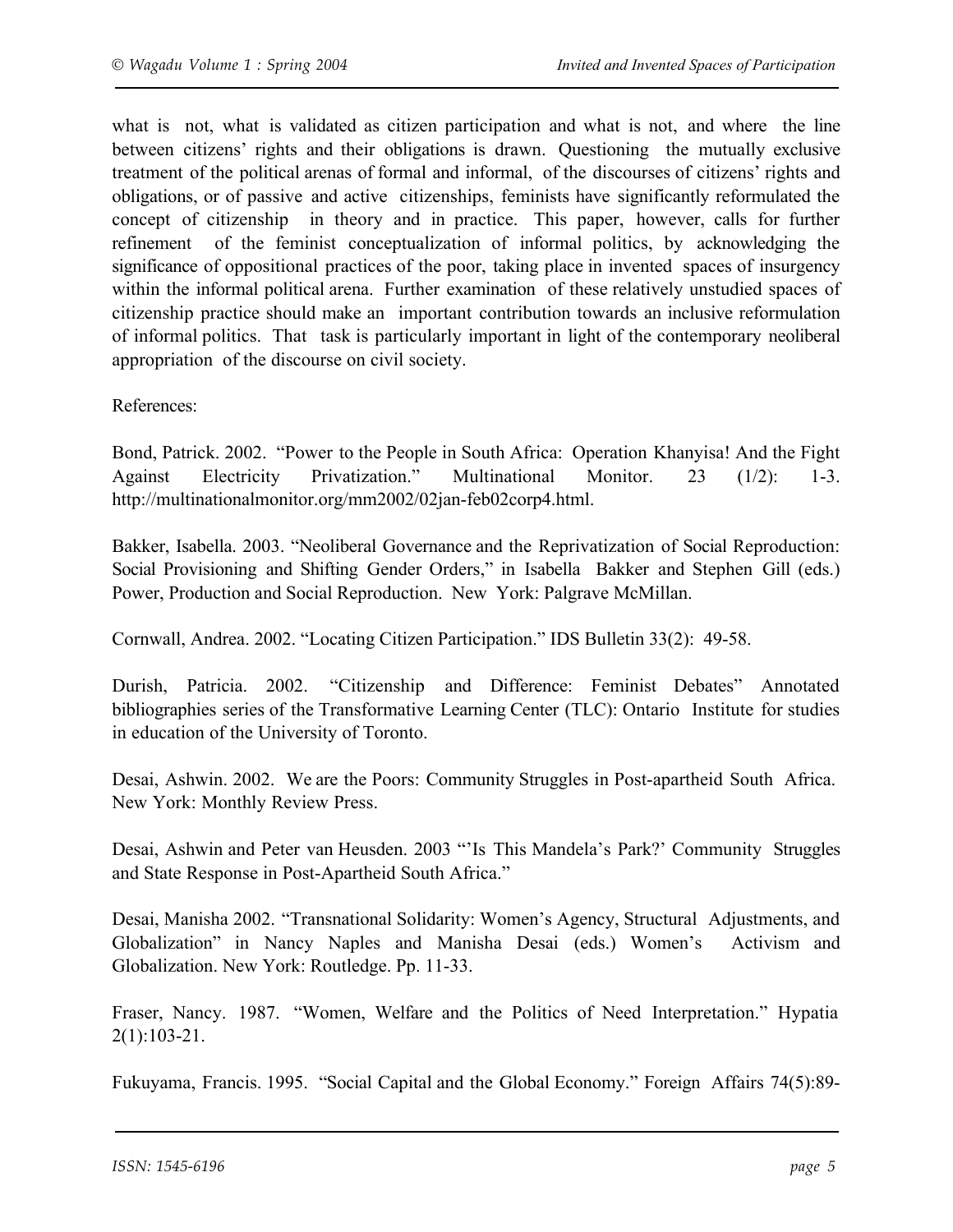what is not, what is validated as citizen participation and what is not, and where the line between citizens' rights and their obligations is drawn. Questioning the mutually exclusive treatment of the political arenas of formal and informal, of the discourses of citizens' rights and obligations, or of passive and active citizenships, feminists have significantly reformulated the concept of citizenship in theory and in practice. This paper, however, calls for further refinement of the feminist conceptualization of informal politics, by acknowledging the significance of oppositional practices of the poor, taking place in invented spaces of insurgency within the informal political arena. Further examination of these relatively unstudied spaces of citizenship practice should make an important contribution towards an inclusive reformulation of informal politics. That task is particularly important in light of the contemporary neoliberal appropriation of the discourse on civil society.

References:

Bond, Patrick. 2002. "Power to the People in South Africa: Operation Khanyisa! And the Fight Against Electricity Privatization." Multinational Monitor. 23 (1/2): 1-3. http://multinationalmonitor.org/mm2002/02jan-feb02corp4.html.

Bakker, Isabella. 2003. "Neoliberal Governance and the Reprivatization of Social Reproduction: Social Provisioning and Shifting Gender Orders," in Isabella Bakker and Stephen Gill (eds.) Power, Production and Social Reproduction. New York: Palgrave McMillan.

Cornwall, Andrea. 2002. "Locating Citizen Participation." IDS Bulletin 33(2): 49-58.

Durish, Patricia. 2002. "Citizenship and Difference: Feminist Debates" Annotated bibliographies series of the Transformative Learning Center (TLC): Ontario Institute for studies in education of the University of Toronto.

Desai, Ashwin. 2002. We are the Poors: Community Struggles in Post-apartheid South Africa. New York: Monthly Review Press.

Desai, Ashwin and Peter van Heusden. 2003 "'Is This Mandela's Park?' Community Struggles and State Response in Post-Apartheid South Africa."

Desai, Manisha 2002. "Transnational Solidarity: Women's Agency, Structural Adjustments, and Globalization" in Nancy Naples and Manisha Desai (eds.) Women's Activism and Globalization. New York: Routledge. Pp. 11-33.

Fraser, Nancy. 1987. "Women, Welfare and the Politics of Need Interpretation." Hypatia 2(1):103-21.

Fukuyama, Francis. 1995. "Social Capital and the Global Economy." Foreign Affairs 74(5):89-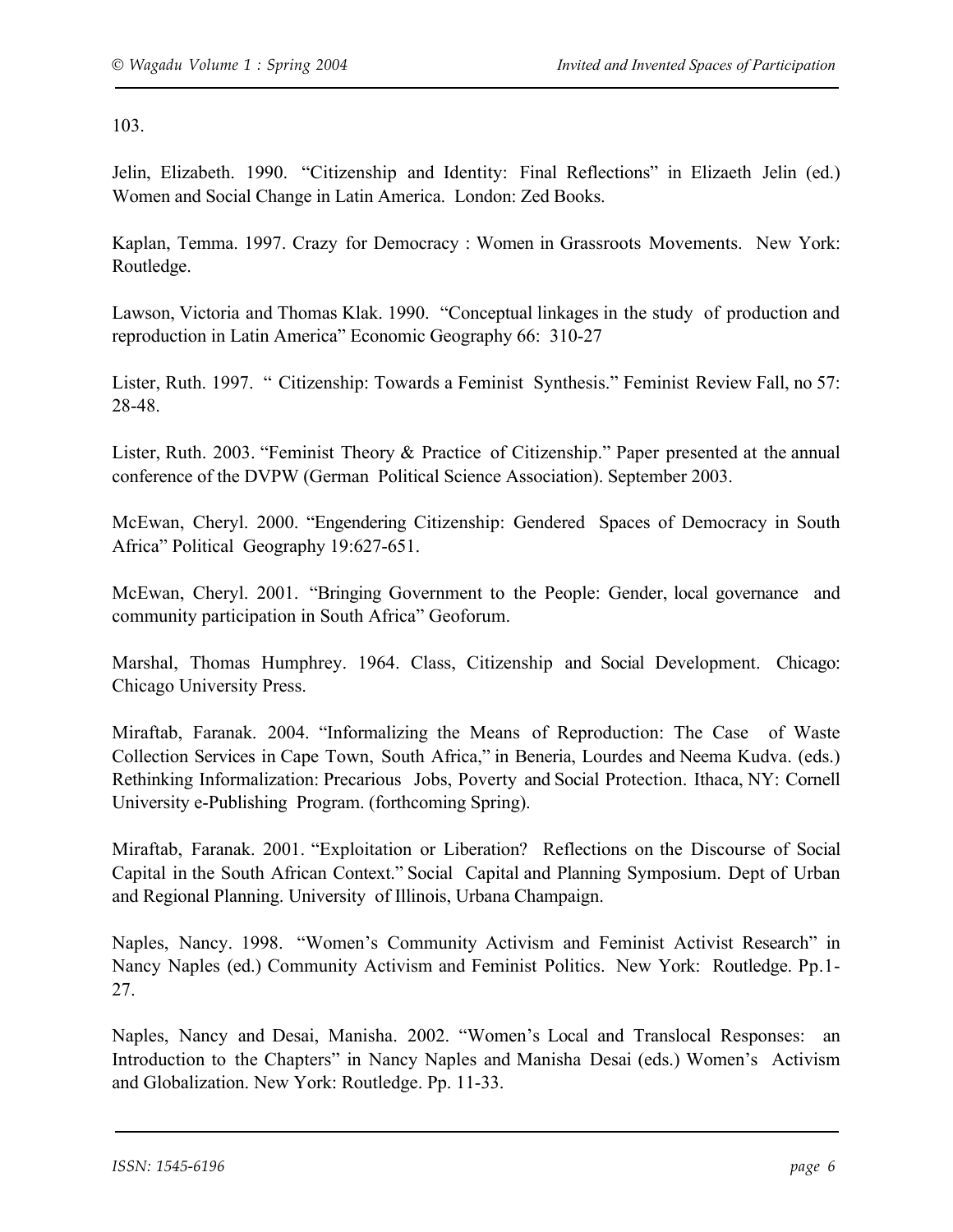103.

Jelin, Elizabeth. 1990. "Citizenship and Identity: Final Reflections" in Elizaeth Jelin (ed.) Women and Social Change in Latin America. London: Zed Books.

Kaplan, Temma. 1997. Crazy for Democracy : Women in Grassroots Movements. New York: Routledge.

Lawson, Victoria and Thomas Klak. 1990. "Conceptual linkages in the study of production and reproduction in Latin America" Economic Geography 66: 310-27

Lister, Ruth. 1997. " Citizenship: Towards a Feminist Synthesis." Feminist Review Fall, no 57: 28-48.

Lister, Ruth. 2003. "Feminist Theory & Practice of Citizenship." Paper presented at the annual conference of the DVPW (German Political Science Association). September 2003.

McEwan, Cheryl. 2000. "Engendering Citizenship: Gendered Spaces of Democracy in South Africa" Political Geography 19:627-651.

McEwan, Cheryl. 2001. "Bringing Government to the People: Gender, local governance and community participation in South Africa" Geoforum.

Marshal, Thomas Humphrey. 1964. Class, Citizenship and Social Development. Chicago: Chicago University Press.

Miraftab, Faranak. 2004. "Informalizing the Means of Reproduction: The Case of Waste Collection Services in Cape Town, South Africa," in Beneria, Lourdes and Neema Kudva. (eds.) Rethinking Informalization: Precarious Jobs, Poverty and Social Protection. Ithaca, NY: Cornell University e-Publishing Program. (forthcoming Spring).

Miraftab, Faranak. 2001. "Exploitation or Liberation? Reflections on the Discourse of Social Capital in the South African Context." Social Capital and Planning Symposium. Dept of Urban and Regional Planning. University of Illinois, Urbana Champaign.

Naples, Nancy. 1998. "Women's Community Activism and Feminist Activist Research" in Nancy Naples (ed.) Community Activism and Feminist Politics. New York: Routledge. Pp.1-27.

Naples, Nancy and Desai, Manisha. 2002. "Women's Local and Translocal Responses: an Introduction to the Chapters" in Nancy Naples and Manisha Desai (eds.) Women's Activism and Globalization. New York: Routledge. Pp. 11-33.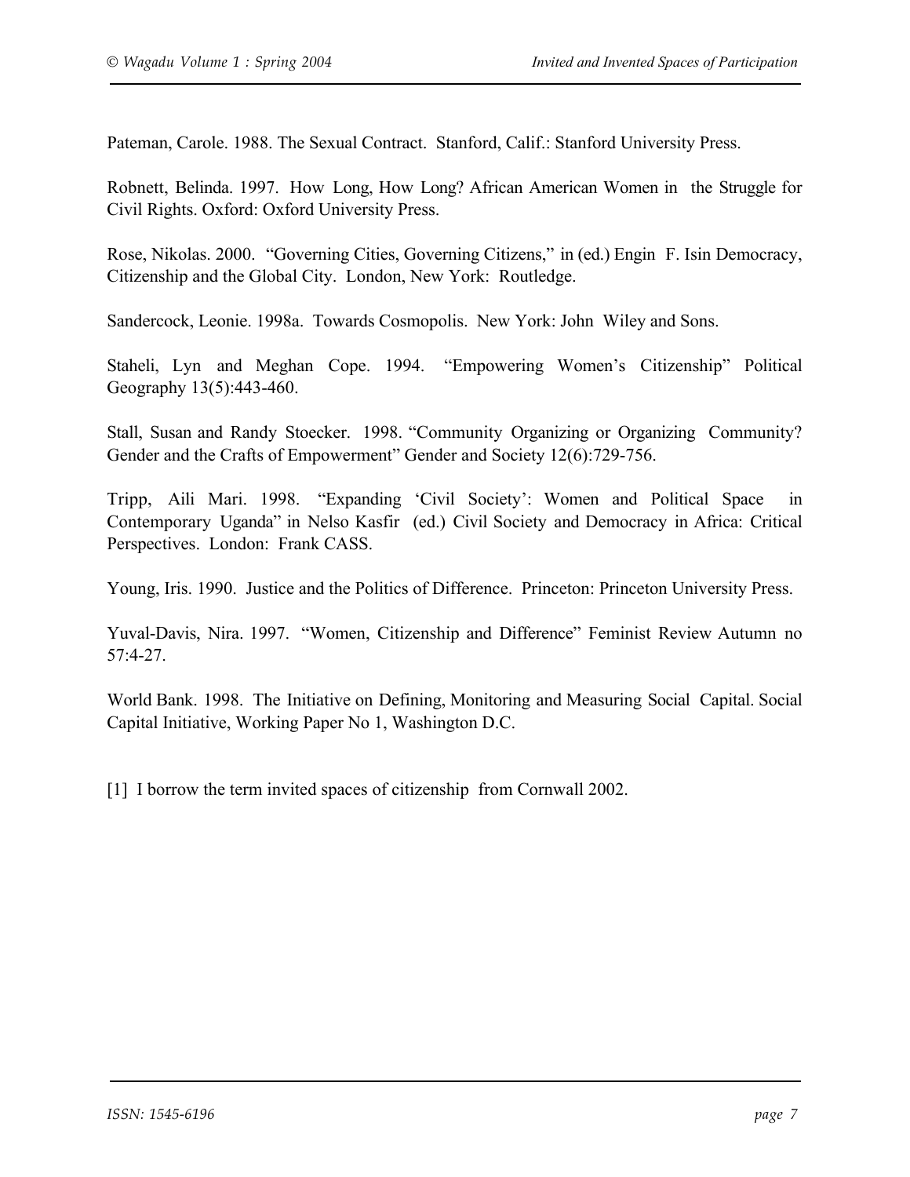Pateman, Carole. 1988. The Sexual Contract. Stanford, Calif.: Stanford University Press.

Robnett, Belinda. 1997. How Long, How Long? African American Women in the Struggle for Civil Rights. Oxford: Oxford University Press.

Rose, Nikolas. 2000. "Governing Cities, Governing Citizens," in (ed.) Engin F. Isin Democracy, Citizenship and the Global City. London, New York: Routledge.

Sandercock, Leonie. 1998a. Towards Cosmopolis. New York: John Wiley and Sons.

Staheli, Lyn and Meghan Cope. 1994. "Empowering Women's Citizenship" Political Geography 13(5):443-460.

Stall, Susan and Randy Stoecker. 1998. "Community Organizing or Organizing Community? Gender and the Crafts of Empowerment" Gender and Society 12(6):729-756.

Tripp, Aili Mari. 1998. "Expanding 'Civil Society': Women and Political Space in Contemporary Uganda" in Nelso Kasfir (ed.) Civil Society and Democracy in Africa: Critical Perspectives. London: Frank CASS.

Young, Iris. 1990. Justice and the Politics of Difference. Princeton: Princeton University Press.

Yuval-Davis, Nira. 1997. "Women, Citizenship and Difference" Feminist Review Autumn no 57:4-27.

World Bank. 1998. The Initiative on Defining, Monitoring and Measuring Social Capital. Social Capital Initiative, Working Paper No 1, Washington D.C.

[1] I borrow the term invited spaces of citizenship from Cornwall 2002.